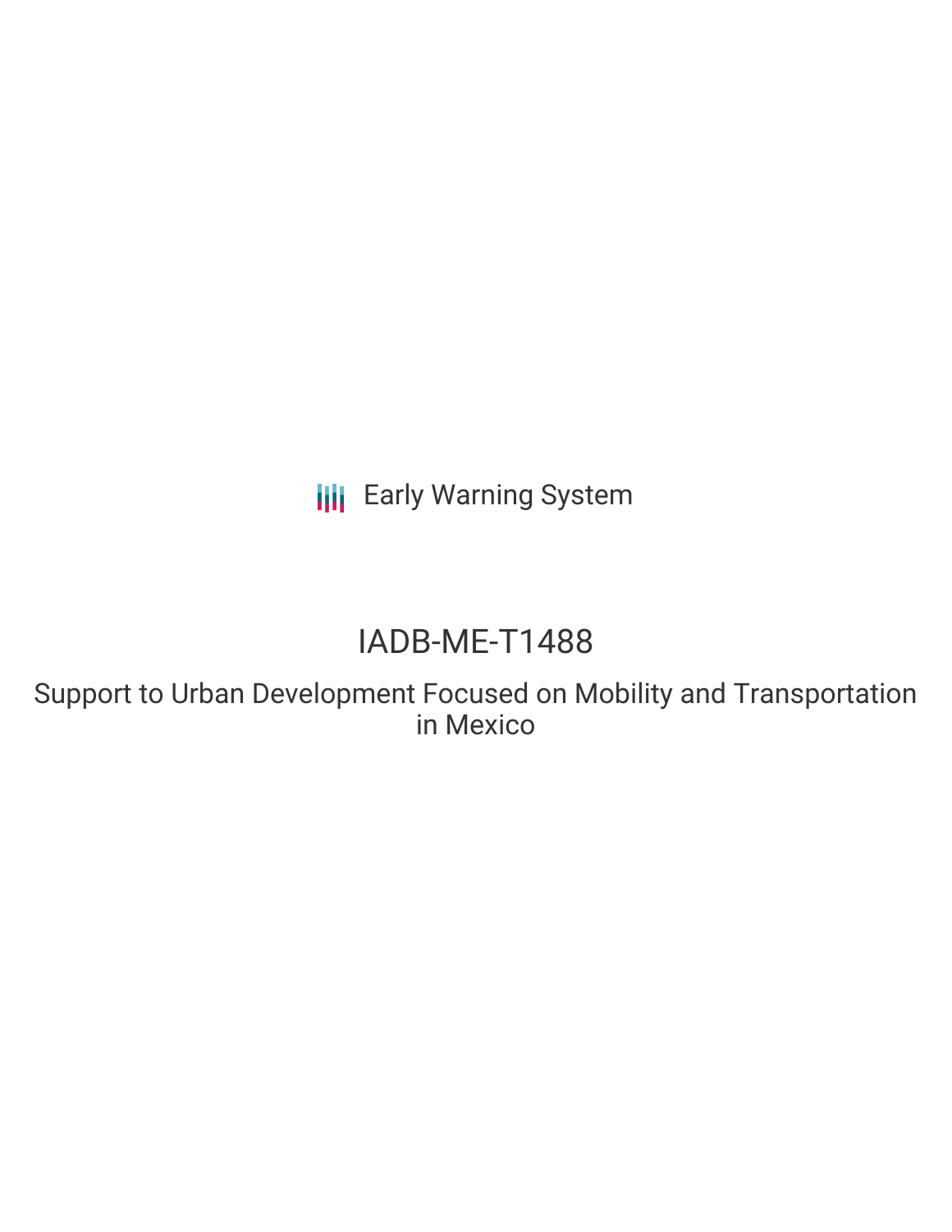Early Warning System

# IADB-ME-T1488

## Support to Urban Development Focused on Mobility and Transportation in Mexico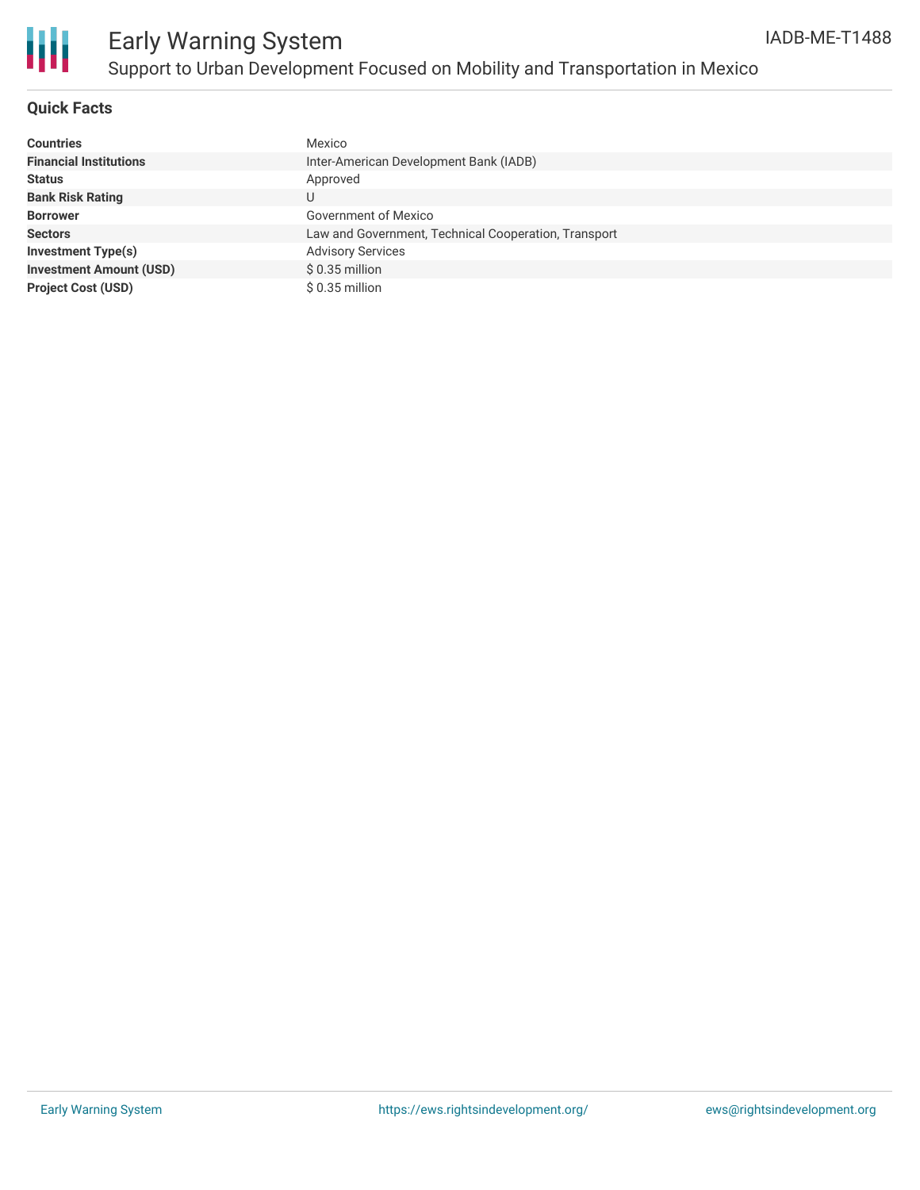# Early Warning System

## Support to Urban Development Focused on Mobility and Transportation in Mexico

IADB-ME-T1488

### Quick Facts

| | |
|---|---|
| **Countries** | Mexico |
| **Financial Institutions** | Inter-American Development Bank (IADB) |
| **Status** | Approved |
| **Bank Risk Rating** | U |
| **Borrower** | Government of Mexico |
| **Sectors** | Law and Government, Technical Cooperation, Transport |
| **Investment Type(s)** | Advisory Services |
| **Investment Amount (USD)** | $ 0.35 million |
| **Project Cost (USD)** | $ 0.35 million |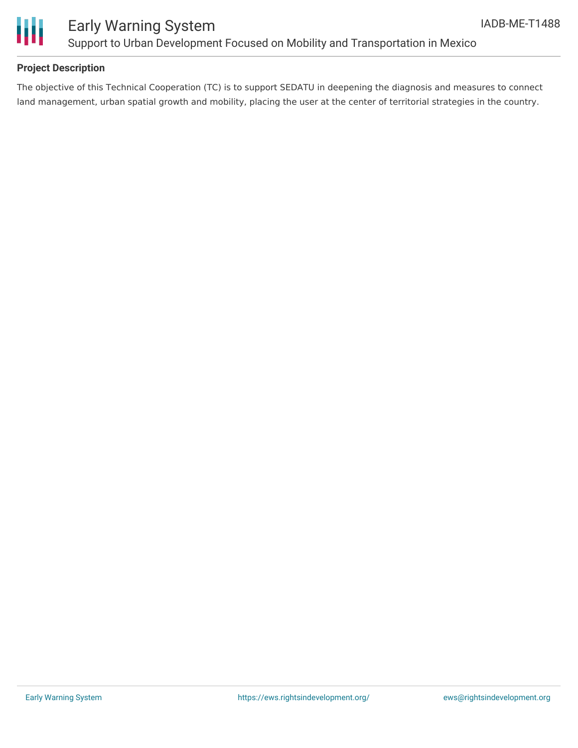## Project Description

The objective of this Technical Cooperation (TC) is to support SEDATU in deepening the diagnosis and measures to connect land management, urban spatial growth and mobility, placing the user at the center of territorial strategies in the country.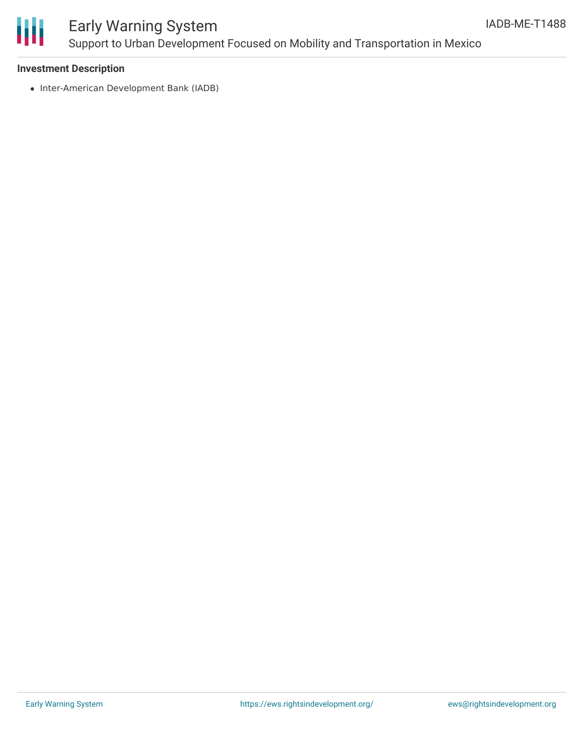**Investment Description**

- Inter-American Development Bank (IADB)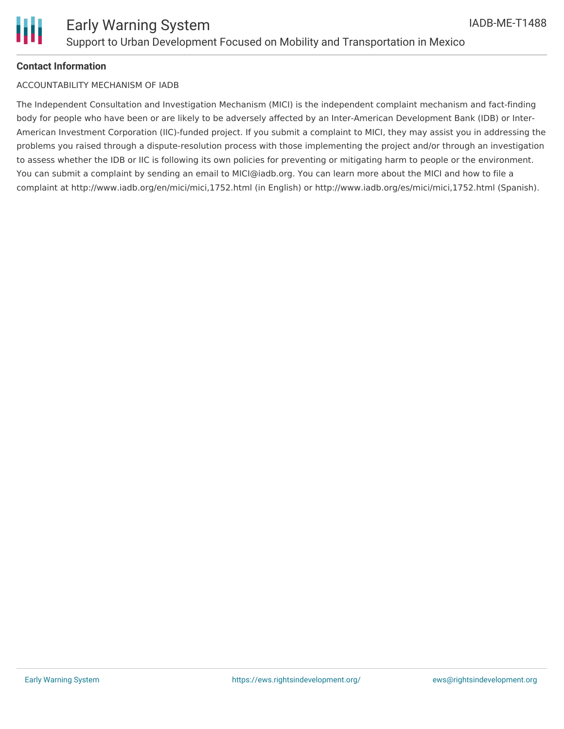**Contact Information**

ACCOUNTABILITY MECHANISM OF IADB

The Independent Consultation and Investigation Mechanism (MICI) is the independent complaint mechanism and fact-finding body for people who have been or are likely to be adversely affected by an Inter-American Development Bank (IDB) or Inter-American Investment Corporation (IIC)-funded project. If you submit a complaint to MICI, they may assist you in addressing the problems you raised through a dispute-resolution process with those implementing the project and/or through an investigation to assess whether the IDB or IIC is following its own policies for preventing or mitigating harm to people or the environment. You can submit a complaint by sending an email to MICI@iadb.org. You can learn more about the MICI and how to file a complaint at http://www.iadb.org/en/mici/mici,1752.html (in English) or http://www.iadb.org/es/mici/mici,1752.html (Spanish).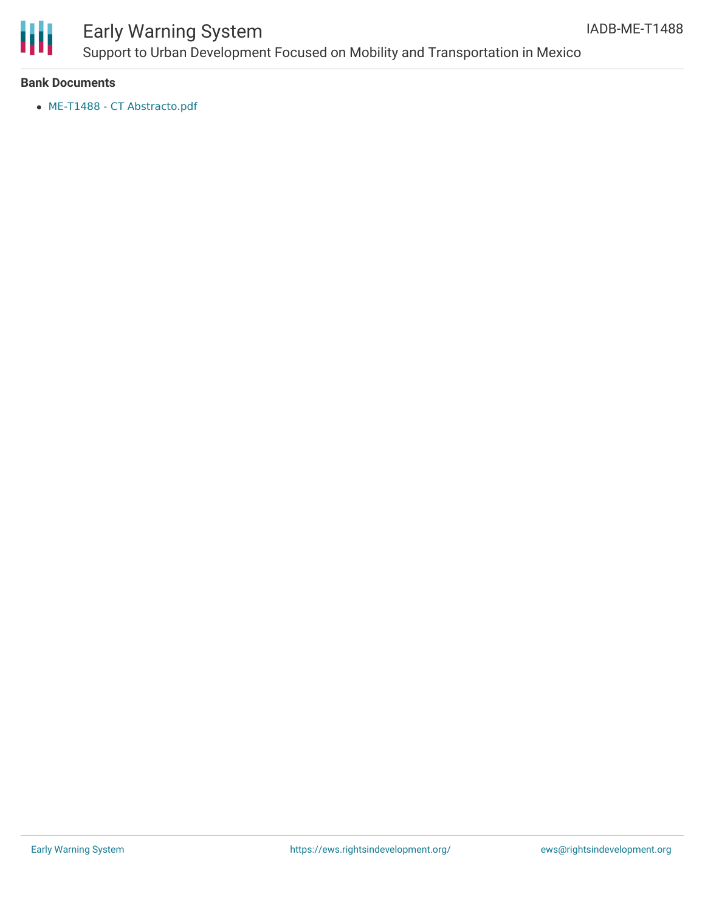**Bank Documents**

- ME-T1488 - CT Abstracto.pdf